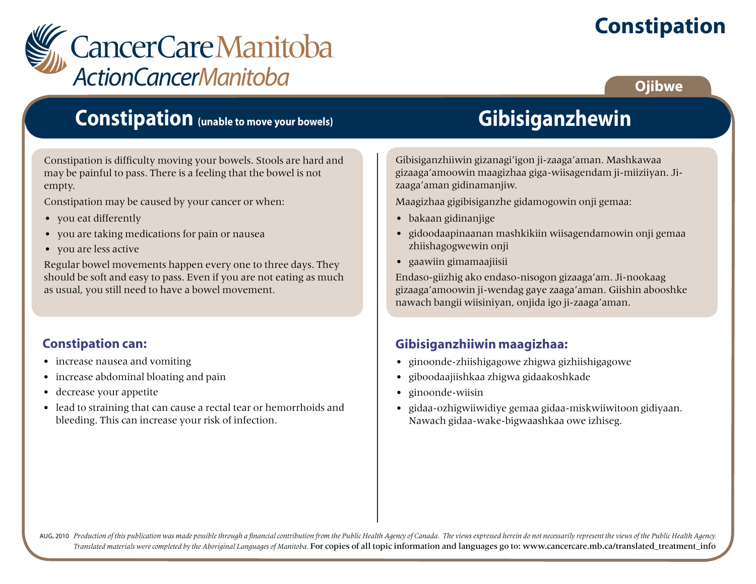CancerCare Manitoba
ActionCancerManitoba

# Constipation

Ojibwe

## Constipation (unable to move your bowels)

Constipation is difficulty moving your bowels. Stools are hard and may be painful to pass. There is a feeling that the bowel is not empty.

Constipation may be caused by your cancer or when:

- you eat differently
- you are taking medications for pain or nausea
- you are less active

Regular bowel movements happen every one to three days. They should be soft and easy to pass. Even if you are not eating as much as usual, you still need to have a bowel movement.

### Constipation can:

- increase nausea and vomiting
- increase abdominal bloating and pain
- decrease your appetite
- lead to straining that can cause a rectal tear or hemorrhoids and bleeding. This can increase your risk of infection.

## Gibisiganzhewin

Gibisiganzhiiwin gizanagi'igon ji-zaaga'aman. Mashkawaa gizaaga'amoowin maagizhaa giga-wiisagendam ji-miiziiyan. Ji-zaaga'aman gidinamanjiw.

Maagizhaa gigibisiganzhe gidamogowin onji gemaa:

- bakaan gidinanjige
- gidoodaapinaanan mashkikiin wiisagendamowin onji gemaa zhiishagogwewin onji
- gaawiin gimamaajiisii

Endaso-giizhig ako endaso-nisogon gizaaga'am. Ji-nookaag gizaaga'amoowin ji-wendag gaye zaaga'aman. Giishin abooshke nawach bangii wiisiniyan, onjida igo ji-zaaga'aman.

### Gibisiganzhiiwin maagizhaa:

- ginoonde-zhiishigagowe zhigwa gizhiishigagowe
- giboodaajiishkaa zhigwa gidaakoshkade
- ginoonde-wiisin
- gidaa-ozhigwiiwidiye gemaa gidaa-miskwiiwitoon gidiyaan. Nawach gidaa-wake-bigwaashkaa owe izhiseg.

AUG, 2010 *Production of this publication was made possible through a financial contribution from the Public Health Agency of Canada. The views expressed herein do not necessarily represent the views of the Public Health Agency. Translated materials were completed by the Aboriginal Languages of Manitoba.* For copies of all topic information and languages go to: www.cancercare.mb.ca/translated_treatment_info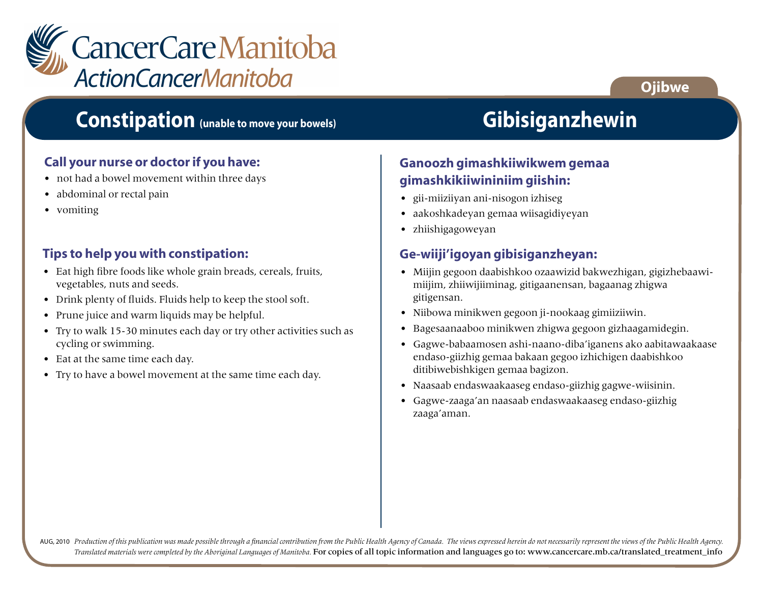CancerCare Manitoba
ActionCancerManitoba

Ojibwe

# Constipation (unable to move your bowels)

## Call your nurse or doctor if you have:

- not had a bowel movement within three days
- abdominal or rectal pain
- vomiting

## Tips to help you with constipation:

- Eat high fibre foods like whole grain breads, cereals, fruits, vegetables, nuts and seeds.
- Drink plenty of fluids. Fluids help to keep the stool soft.
- Prune juice and warm liquids may be helpful.
- Try to walk 15-30 minutes each day or try other activities such as cycling or swimming.
- Eat at the same time each day.
- Try to have a bowel movement at the same time each day.

# Gibisiganzhewin

## Ganoozh gimashkiiwikwem gemaa gimashkikiiwininiim giishin:

- gii-miiziiyan ani-nisogon izhiseg
- aakoshkadeyan gemaa wiisagidiyeyan
- zhiishigagoweyan

## Ge-wiiji'igoyan gibisiganzheyan:

- Miijin gegoon daabishkoo ozaawizid bakwezhigan, gigizhebaawi-miijim, zhiiwijiiminag, gitigaanensan, bagaanag zhigwa gitigensan.
- Niibowa minikwen gegoon ji-nookaag gimiiziiwin.
- Bagesaanaaboo minikwen zhigwa gegoon gizhaagamidegin.
- Gagwe-babaamosen ashi-naano-diba'iganens ako aabitawaakaase endaso-giizhig gemaa bakaan gegoo izhichigen daabishkoo ditibiwebishkigen gemaa bagizon.
- Naasaab endaswaakaaseg endaso-giizhig gagwe-wiisinin.
- Gagwe-zaaga'an naasaab endaswaakaaseg endaso-giizhig zaaga'aman.

AUG, 2010 *Production of this publication was made possible through a financial contribution from the Public Health Agency of Canada. The views expressed herein do not necessarily represent the views of the Public Health Agency. Translated materials were completed by the Aboriginal Languages of Manitoba.* For copies of all topic information and languages go to: www.cancercare.mb.ca/translated_treatment_info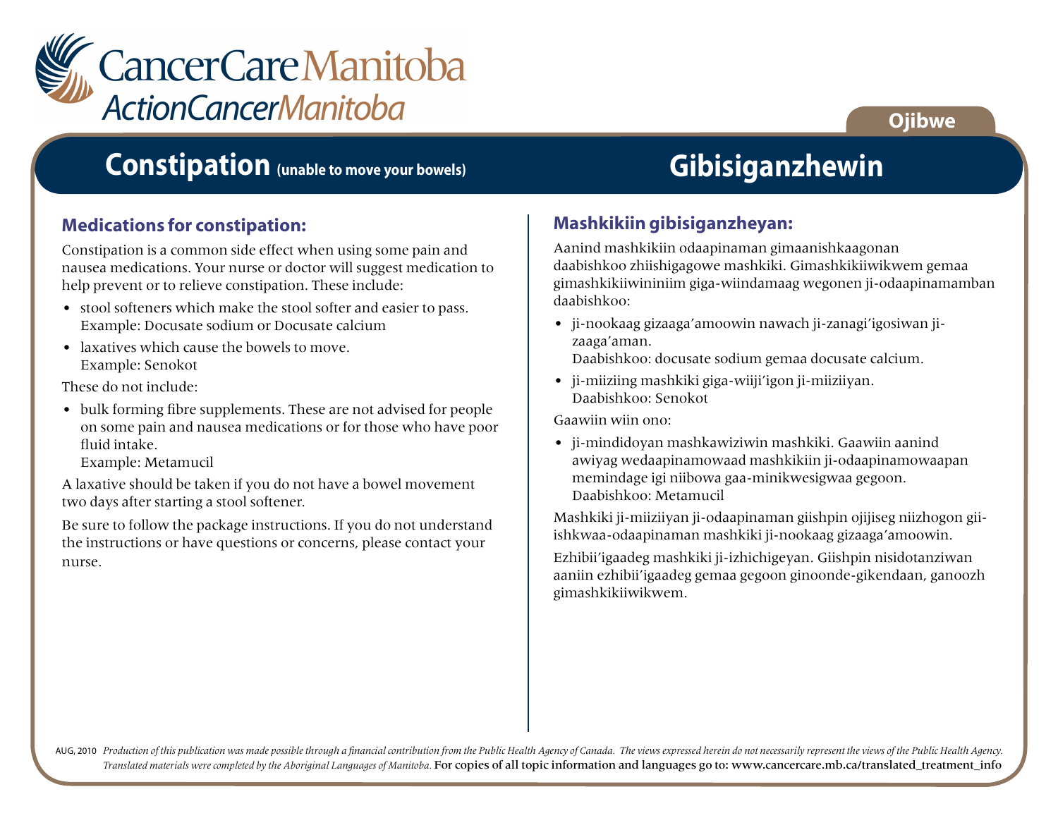CancerCare Manitoba
ActionCancerManitoba

Ojibwe

# Constipation (unable to move your bowels)

## Medications for constipation:

Constipation is a common side effect when using some pain and nausea medications. Your nurse or doctor will suggest medication to help prevent or to relieve constipation. These include:

- stool softeners which make the stool softer and easier to pass.
  Example: Docusate sodium or Docusate calcium
- laxatives which cause the bowels to move.
  Example: Senokot

These do not include:

- bulk forming fibre supplements. These are not advised for people on some pain and nausea medications or for those who have poor fluid intake.
  Example: Metamucil

A laxative should be taken if you do not have a bowel movement two days after starting a stool softener.

Be sure to follow the package instructions. If you do not understand the instructions or have questions or concerns, please contact your nurse.

# Gibisiganzhewin

## Mashkikiin gibisiganzheyan:

Aanind mashkikiin odaapinaman gimaanishkaagonan daabishkoo zhiishigagowe mashkiki. Gimashkikiiwikwem gemaa gimashkikiiwininiim giga-wiindamaag wegonen ji-odaapinamamban daabishkoo:

- ji-nookaag gizaaga'amoowin nawach ji-zanagi'igosiwan ji-zaaga'aman.
  Daabishkoo: docusate sodium gemaa docusate calcium.
- ji-miiziing mashkiki giga-wiiji'igon ji-miiziiyan.
  Daabishkoo: Senokot

Gaawiin wiin ono:

- ji-mindidoyan mashkawiziwin mashkiki. Gaawiin aanind awiyag wedaapinamowaad mashkikiin ji-odaapinamowaapan memindage igi niibowa gaa-minikwesigwaa gegoon.
  Daabishkoo: Metamucil

Mashkiki ji-miiziiyan ji-odaapinaman giishpin ojijiseg niizhogon gii-ishkwaa-odaapinaman mashkiki ji-nookaag gizaaga'amoowin.

Ezhibii'igaadeg mashkiki ji-izhichigeyan. Giishpin nisidotanziwan aaniin ezhibii'igaadeg gemaa gegoon ginoonde-gikendaan, ganoozh gimashkikiiwikwem.

AUG, 2010 *Production of this publication was made possible through a financial contribution from the Public Health Agency of Canada. The views expressed herein do not necessarily represent the views of the Public Health Agency. Translated materials were completed by the Aboriginal Languages of Manitoba.* For copies of all topic information and languages go to: www.cancercare.mb.ca/translated_treatment_info